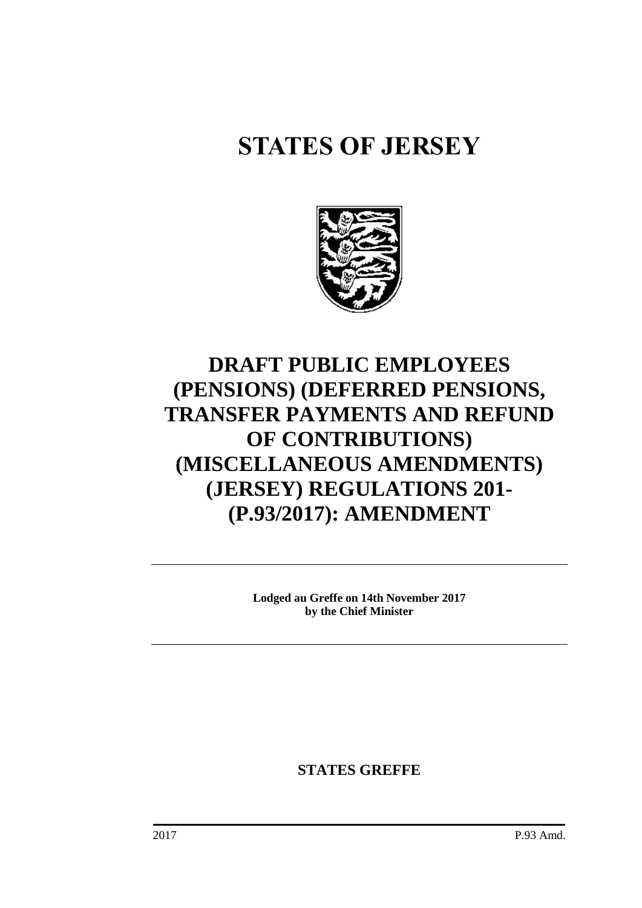# STATES OF JERSEY

# DRAFT PUBLIC EMPLOYEES (PENSIONS) (DEFERRED PENSIONS, TRANSFER PAYMENTS AND REFUND OF CONTRIBUTIONS) (MISCELLANEOUS AMENDMENTS) (JERSEY) REGULATIONS 201- (P.93/2017): AMENDMENT

**Lodged au Greffe on 14th November 2017**
**by the Chief Minister**

**STATES GREFFE**

2017 P.93 Amd.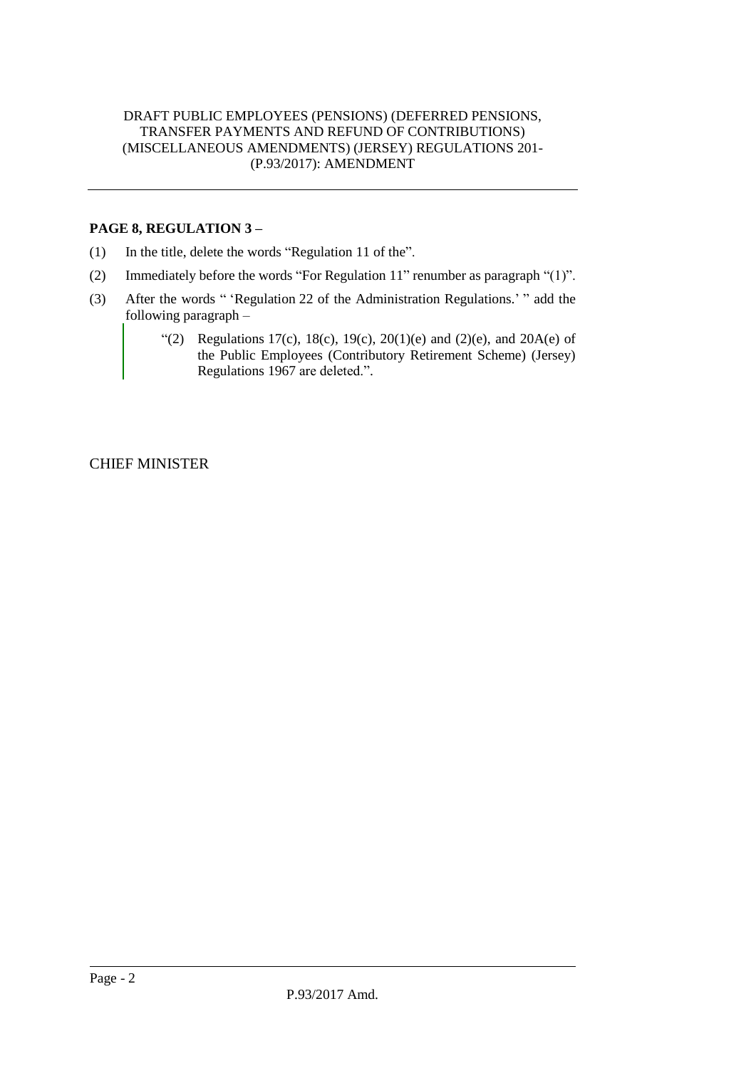DRAFT PUBLIC EMPLOYEES (PENSIONS) (DEFERRED PENSIONS, TRANSFER PAYMENTS AND REFUND OF CONTRIBUTIONS) (MISCELLANEOUS AMENDMENTS) (JERSEY) REGULATIONS 201- (P.93/2017): AMENDMENT

---

**PAGE 8, REGULATION 3 –**

(1) In the title, delete the words "Regulation 11 of the".

(2) Immediately before the words "For Regulation 11" renumber as paragraph "(1)".

(3) After the words " 'Regulation 22 of the Administration Regulations.' " add the following paragraph –

> "(2) Regulations 17(c), 18(c), 19(c), 20(1)(e) and (2)(e), and 20A(e) of the Public Employees (Contributory Retirement Scheme) (Jersey) Regulations 1967 are deleted.".

CHIEF MINISTER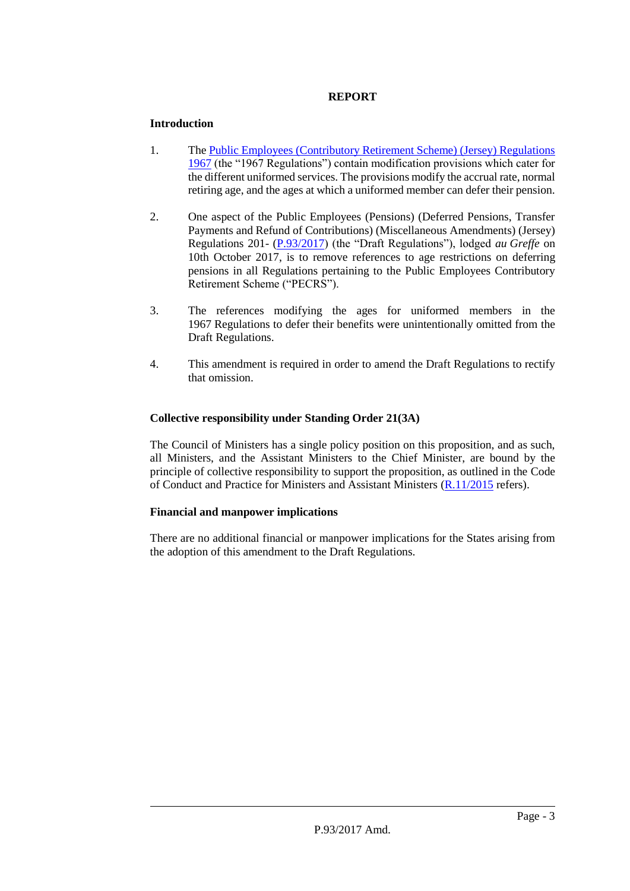# REPORT

## Introduction

1. The Public Employees (Contributory Retirement Scheme) (Jersey) Regulations 1967 (the "1967 Regulations") contain modification provisions which cater for the different uniformed services. The provisions modify the accrual rate, normal retiring age, and the ages at which a uniformed member can defer their pension.

2. One aspect of the Public Employees (Pensions) (Deferred Pensions, Transfer Payments and Refund of Contributions) (Miscellaneous Amendments) (Jersey) Regulations 201- (P.93/2017) (the "Draft Regulations"), lodged *au Greffe* on 10th October 2017, is to remove references to age restrictions on deferring pensions in all Regulations pertaining to the Public Employees Contributory Retirement Scheme ("PECRS").

3. The references modifying the ages for uniformed members in the 1967 Regulations to defer their benefits were unintentionally omitted from the Draft Regulations.

4. This amendment is required in order to amend the Draft Regulations to rectify that omission.

## Collective responsibility under Standing Order 21(3A)

The Council of Ministers has a single policy position on this proposition, and as such, all Ministers, and the Assistant Ministers to the Chief Minister, are bound by the principle of collective responsibility to support the proposition, as outlined in the Code of Conduct and Practice for Ministers and Assistant Ministers (R.11/2015 refers).

## Financial and manpower implications

There are no additional financial or manpower implications for the States arising from the adoption of this amendment to the Draft Regulations.